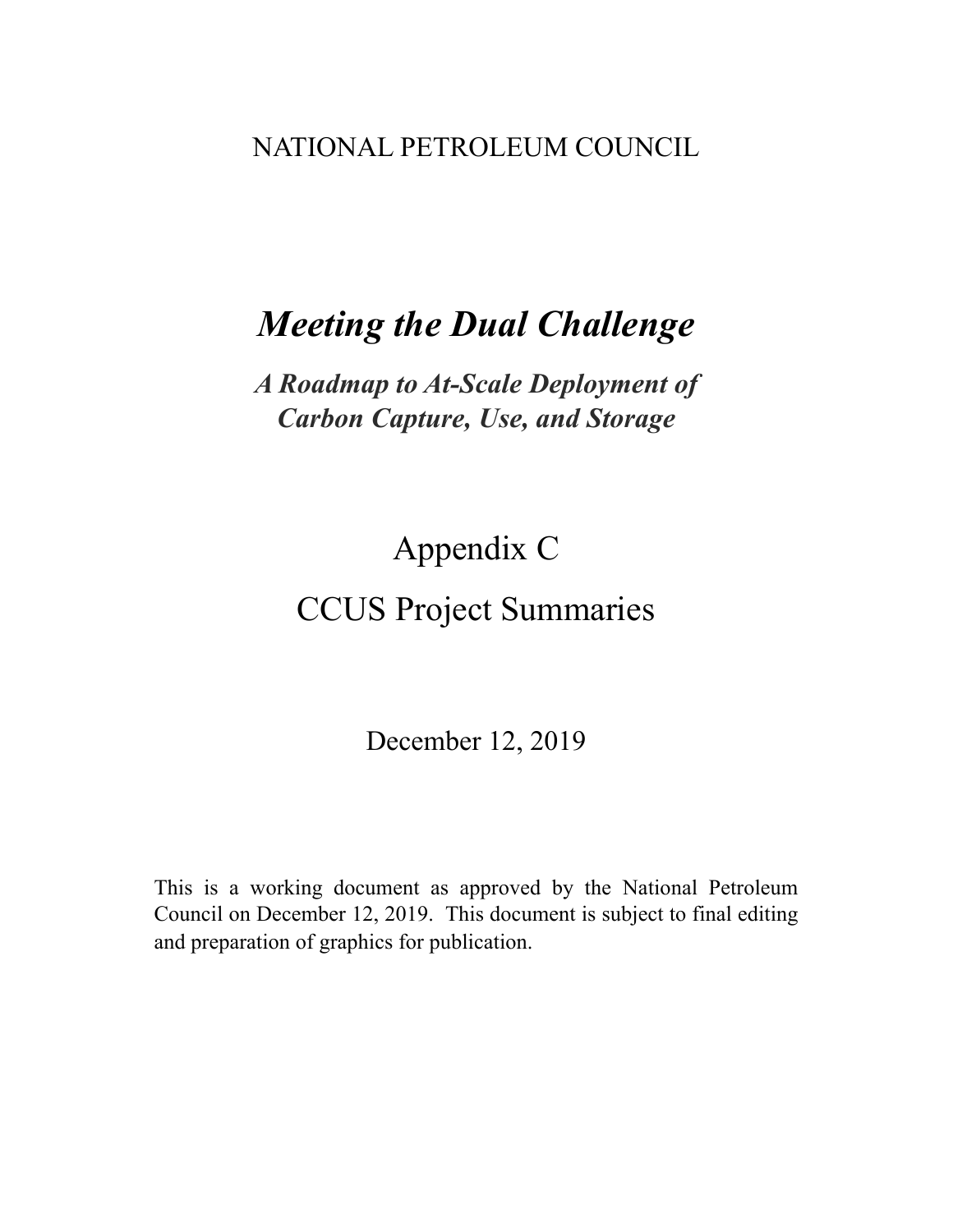NATIONAL PETROLEUM COUNCIL

# *Meeting the Dual Challenge*

## ***A Roadmap to At-Scale Deployment of Carbon Capture, Use, and Storage***

# Appendix C

# CCUS Project Summaries

December 12, 2019

This is a working document as approved by the National Petroleum Council on December 12, 2019. This document is subject to final editing and preparation of graphics for publication.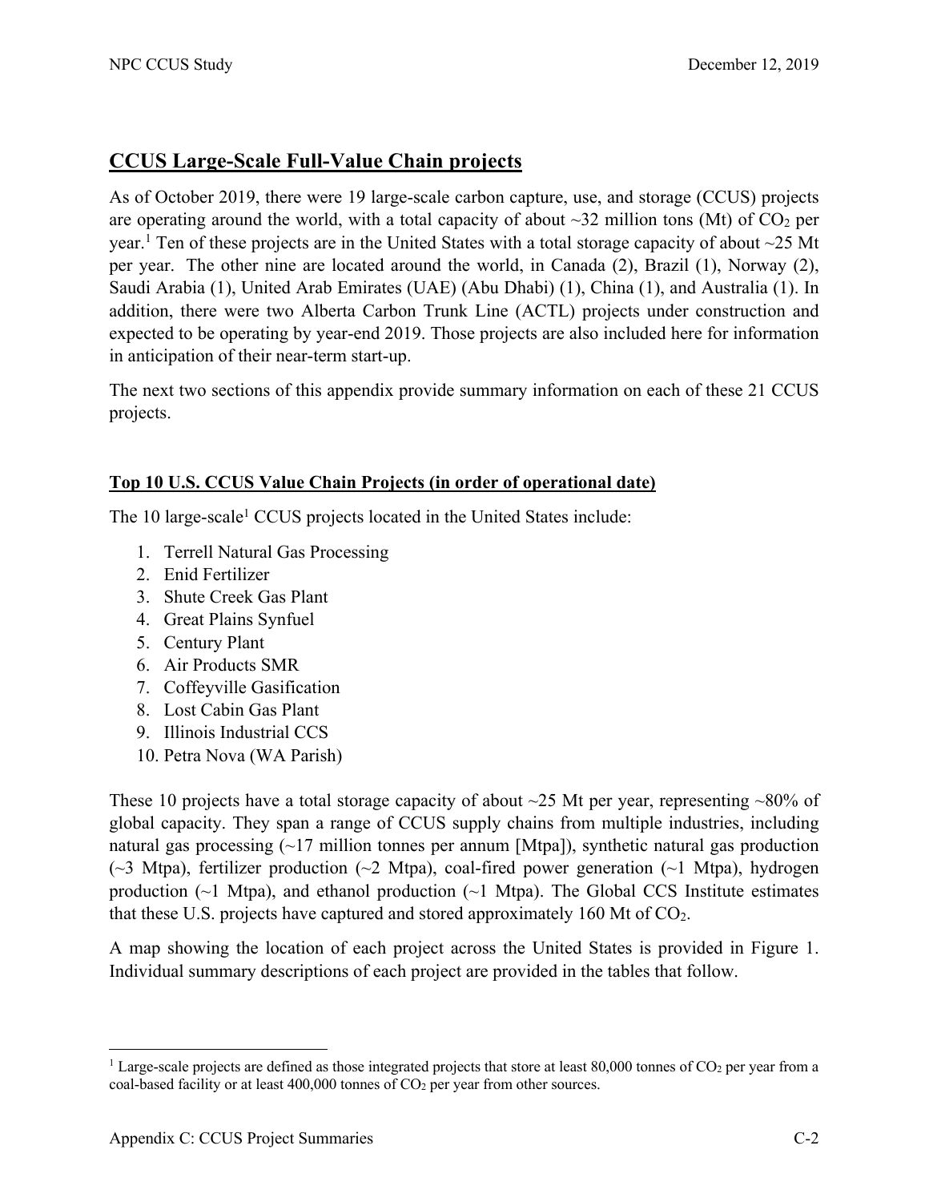## CCUS Large-Scale Full-Value Chain projects

As of October 2019, there were 19 large-scale carbon capture, use, and storage (CCUS) projects are operating around the world, with a total capacity of about ~32 million tons (Mt) of $CO_2$ per year.[1] Ten of these projects are in the United States with a total storage capacity of about ~25 Mt per year. The other nine are located around the world, in Canada (2), Brazil (1), Norway (2), Saudi Arabia (1), United Arab Emirates (UAE) (Abu Dhabi) (1), China (1), and Australia (1). In addition, there were two Alberta Carbon Trunk Line (ACTL) projects under construction and expected to be operating by year-end 2019. Those projects are also included here for information in anticipation of their near-term start-up.

The next two sections of this appendix provide summary information on each of these 21 CCUS projects.

### Top 10 U.S. CCUS Value Chain Projects (in order of operational date)

The 10 large-scale[1] CCUS projects located in the United States include:

1. Terrell Natural Gas Processing
2. Enid Fertilizer
3. Shute Creek Gas Plant
4. Great Plains Synfuel
5. Century Plant
6. Air Products SMR
7. Coffeyville Gasification
8. Lost Cabin Gas Plant
9. Illinois Industrial CCS
10. Petra Nova (WA Parish)

These 10 projects have a total storage capacity of about ~25 Mt per year, representing ~80% of global capacity. They span a range of CCUS supply chains from multiple industries, including natural gas processing (~17 million tonnes per annum [Mtpa]), synthetic natural gas production (~3 Mtpa), fertilizer production (~2 Mtpa), coal-fired power generation (~1 Mtpa), hydrogen production (~1 Mtpa), and ethanol production (~1 Mtpa). The Global CCS Institute estimates that these U.S. projects have captured and stored approximately 160 Mt of $CO_2$.

A map showing the location of each project across the United States is provided in Figure 1. Individual summary descriptions of each project are provided in the tables that follow.

---

[1] Large-scale projects are defined as those integrated projects that store at least 80,000 tonnes of $CO_2$ per year from a coal-based facility or at least 400,000 tonnes of $CO_2$ per year from other sources.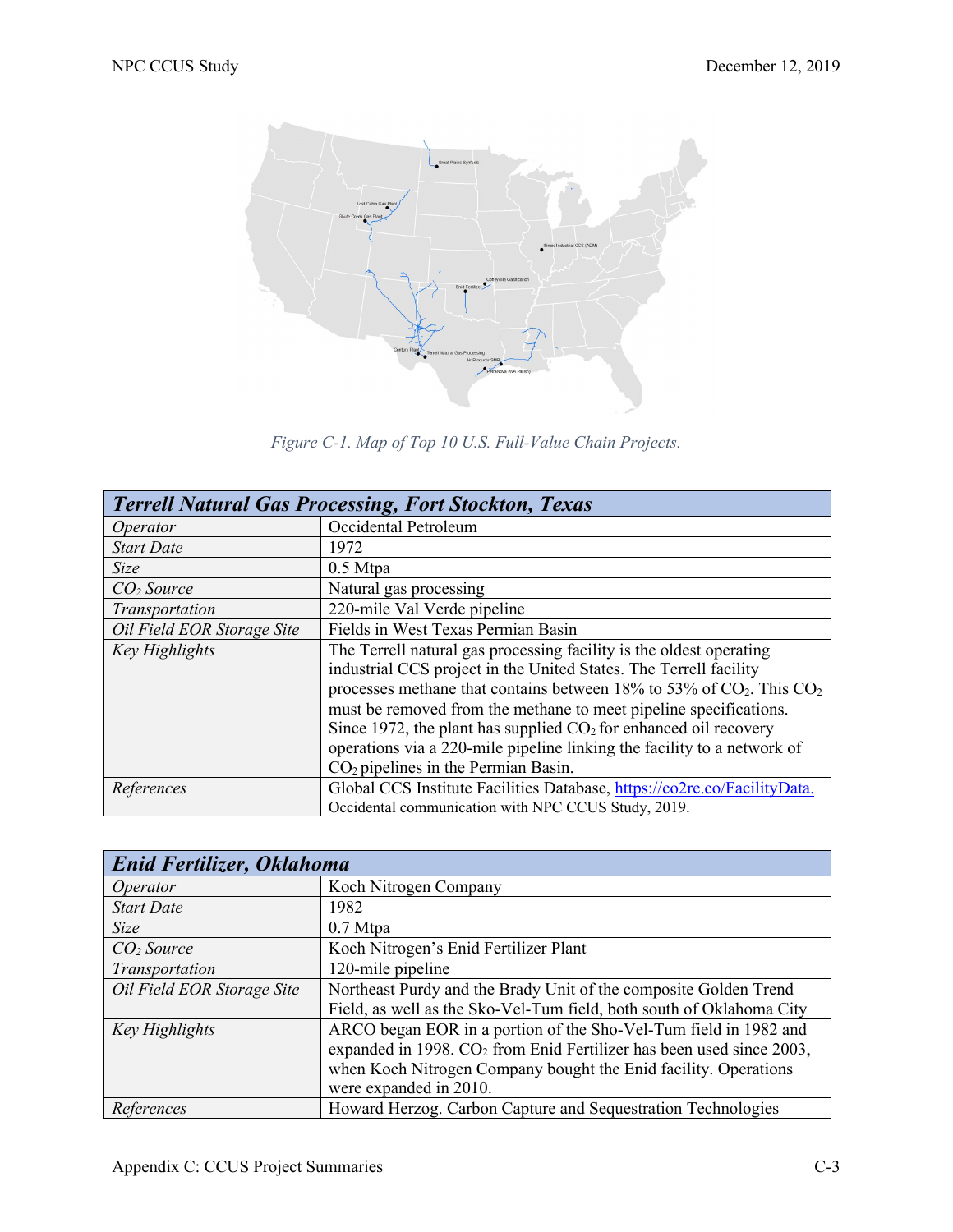Figure C-1. Map of Top 10 U.S. Full-Value Chain Projects.

| ***Terrell Natural Gas Processing, Fort Stockton, Texas*** | |
|---|---|
| *Operator* | Occidental Petroleum |
| *Start Date* | 1972 |
| *Size* | 0.5 Mtpa |
| *$CO_2$ Source* | Natural gas processing |
| *Transportation* | 220-mile Val Verde pipeline |
| *Oil Field EOR Storage Site* | Fields in West Texas Permian Basin |
| *Key Highlights* | The Terrell natural gas processing facility is the oldest operating industrial CCS project in the United States. The Terrell facility processes methane that contains between 18% to 53% of $CO_2$. This $CO_2$ must be removed from the methane to meet pipeline specifications. Since 1972, the plant has supplied $CO_2$ for enhanced oil recovery operations via a 220-mile pipeline linking the facility to a network of $CO_2$ pipelines in the Permian Basin. |
| *References* | Global CCS Institute Facilities Database, https://co2re.co/FacilityData. Occidental communication with NPC CCUS Study, 2019. |

| ***Enid Fertilizer, Oklahoma*** | |
|---|---|
| *Operator* | Koch Nitrogen Company |
| *Start Date* | 1982 |
| *Size* | 0.7 Mtpa |
| *$CO_2$ Source* | Koch Nitrogen's Enid Fertilizer Plant |
| *Transportation* | 120-mile pipeline |
| *Oil Field EOR Storage Site* | Northeast Purdy and the Brady Unit of the composite Golden Trend Field, as well as the Sko-Vel-Tum field, both south of Oklahoma City |
| *Key Highlights* | ARCO began EOR in a portion of the Sho-Vel-Tum field in 1982 and expanded in 1998. $CO_2$ from Enid Fertilizer has been used since 2003, when Koch Nitrogen Company bought the Enid facility. Operations were expanded in 2010. |
| *References* | Howard Herzog. Carbon Capture and Sequestration Technologies |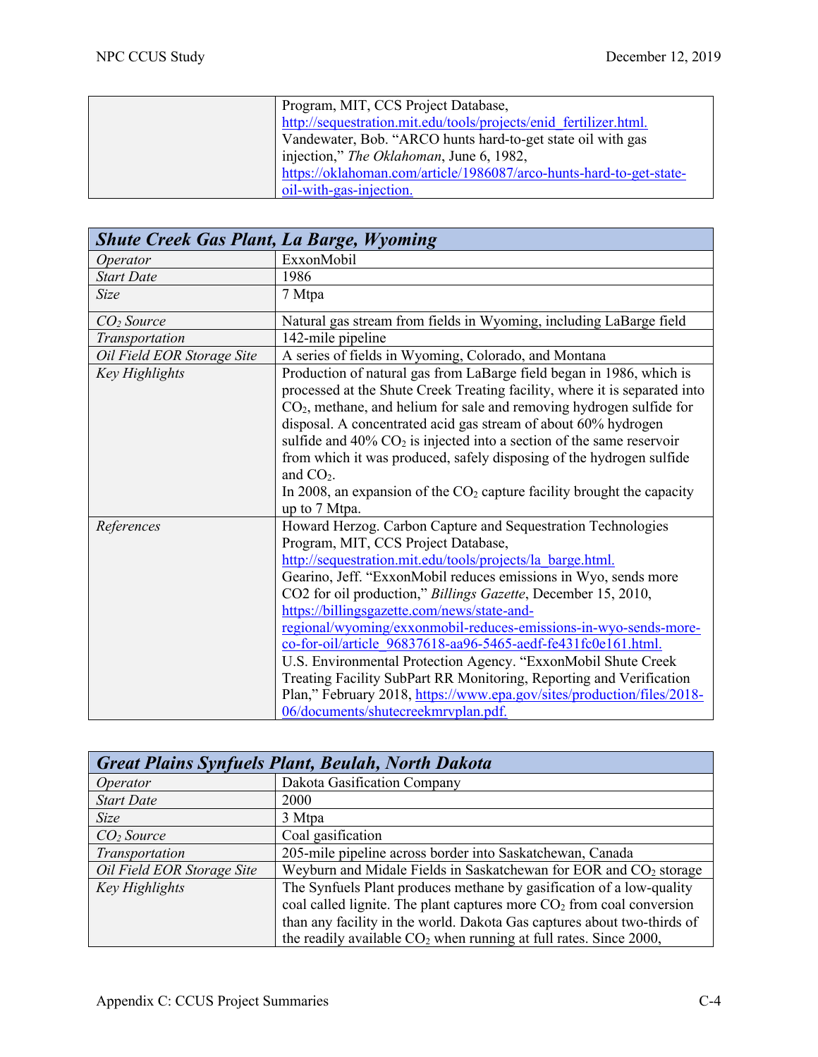| | |
|---|---|
| | Program, MIT, CCS Project Database, http://sequestration.mit.edu/tools/projects/enid_fertilizer.html. Vandewater, Bob. "ARCO hunts hard-to-get state oil with gas injection," *The Oklahoman*, June 6, 1982, https://oklahoman.com/article/1986087/arco-hunts-hard-to-get-state-oil-with-gas-injection. |

| ***Shute Creek Gas Plant, La Barge, Wyoming*** | |
|---|---|
| *Operator* | ExxonMobil |
| *Start Date* | 1986 |
| *Size* | 7 Mtpa |
| *$CO_2$ Source* | Natural gas stream from fields in Wyoming, including LaBarge field |
| *Transportation* | 142-mile pipeline |
| *Oil Field EOR Storage Site* | A series of fields in Wyoming, Colorado, and Montana |
| *Key Highlights* | Production of natural gas from LaBarge field began in 1986, which is processed at the Shute Creek Treating facility, where it is separated into $CO_2$, methane, and helium for sale and removing hydrogen sulfide for disposal. A concentrated acid gas stream of about 60% hydrogen sulfide and 40% $CO_2$ is injected into a section of the same reservoir from which it was produced, safely disposing of the hydrogen sulfide and $CO_2$.<br>In 2008, an expansion of the $CO_2$ capture facility brought the capacity up to 7 Mtpa. |
| *References* | Howard Herzog. Carbon Capture and Sequestration Technologies Program, MIT, CCS Project Database, http://sequestration.mit.edu/tools/projects/la_barge.html.<br>Gearino, Jeff. "ExxonMobil reduces emissions in Wyo, sends more CO2 for oil production," *Billings Gazette*, December 15, 2010, https://billingsgazette.com/news/state-and-regional/wyoming/exxonmobil-reduces-emissions-in-wyo-sends-more-co-for-oil/article_96837618-aa96-5465-aedf-fe431fc0e161.html.<br>U.S. Environmental Protection Agency. "ExxonMobil Shute Creek Treating Facility SubPart RR Monitoring, Reporting and Verification Plan," February 2018, https://www.epa.gov/sites/production/files/2018-06/documents/shutecreekmrvplan.pdf. |

| ***Great Plains Synfuels Plant, Beulah, North Dakota*** | |
|---|---|
| *Operator* | Dakota Gasification Company |
| *Start Date* | 2000 |
| *Size* | 3 Mtpa |
| *$CO_2$ Source* | Coal gasification |
| *Transportation* | 205-mile pipeline across border into Saskatchewan, Canada |
| *Oil Field EOR Storage Site* | Weyburn and Midale Fields in Saskatchewan for EOR and $CO_2$ storage |
| *Key Highlights* | The Synfuels Plant produces methane by gasification of a low-quality coal called lignite. The plant captures more $CO_2$ from coal conversion than any facility in the world. Dakota Gas captures about two-thirds of the readily available $CO_2$ when running at full rates. Since 2000, |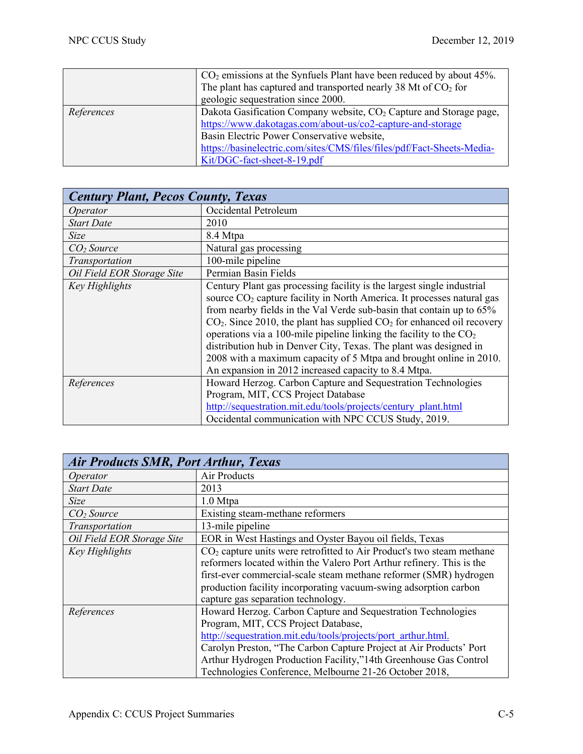| | |
|---|---|
| | $CO_2$ emissions at the Synfuels Plant have been reduced by about 45%. The plant has captured and transported nearly 38 Mt of $CO_2$ for geologic sequestration since 2000. |
| *References* | Dakota Gasification Company website, $CO_2$ Capture and Storage page, https://www.dakotagas.com/about-us/co2-capture-and-storage Basin Electric Power Conservative website, https://basinelectric.com/sites/CMS/files/files/pdf/Fact-Sheets-Media-Kit/DGC-fact-sheet-8-19.pdf |

| ***Century Plant, Pecos County, Texas*** | |
|---|---|
| *Operator* | Occidental Petroleum |
| *Start Date* | 2010 |
| *Size* | 8.4 Mtpa |
| *$CO_2$ Source* | Natural gas processing |
| *Transportation* | 100-mile pipeline |
| *Oil Field EOR Storage Site* | Permian Basin Fields |
| *Key Highlights* | Century Plant gas processing facility is the largest single industrial source $CO_2$ capture facility in North America. It processes natural gas from nearby fields in the Val Verde sub-basin that contain up to 65% $CO_2$. Since 2010, the plant has supplied $CO_2$ for enhanced oil recovery operations via a 100-mile pipeline linking the facility to the $CO_2$ distribution hub in Denver City, Texas. The plant was designed in 2008 with a maximum capacity of 5 Mtpa and brought online in 2010. An expansion in 2012 increased capacity to 8.4 Mtpa. |
| *References* | Howard Herzog. Carbon Capture and Sequestration Technologies Program, MIT, CCS Project Database http://sequestration.mit.edu/tools/projects/century_plant.html Occidental communication with NPC CCUS Study, 2019. |

| ***Air Products SMR, Port Arthur, Texas*** | |
|---|---|
| *Operator* | Air Products |
| *Start Date* | 2013 |
| *Size* | 1.0 Mtpa |
| *$CO_2$ Source* | Existing steam-methane reformers |
| *Transportation* | 13-mile pipeline |
| *Oil Field EOR Storage Site* | EOR in West Hastings and Oyster Bayou oil fields, Texas |
| *Key Highlights* | $CO_2$ capture units were retrofitted to Air Product's two steam methane reformers located within the Valero Port Arthur refinery. This is the first-ever commercial-scale steam methane reformer (SMR) hydrogen production facility incorporating vacuum-swing adsorption carbon capture gas separation technology. |
| *References* | Howard Herzog. Carbon Capture and Sequestration Technologies Program, MIT, CCS Project Database, http://sequestration.mit.edu/tools/projects/port_arthur.html. Carolyn Preston, "The Carbon Capture Project at Air Products' Port Arthur Hydrogen Production Facility,"14th Greenhouse Gas Control Technologies Conference, Melbourne 21-26 October 2018, |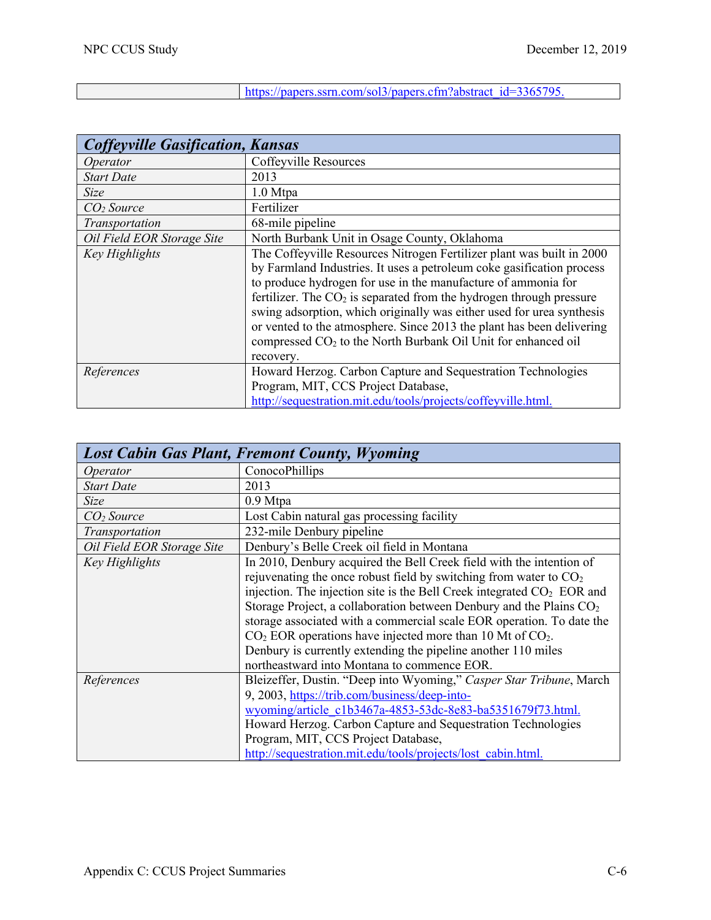| | https://papers.ssrn.com/sol3/papers.cfm?abstract_id=3365795. |
|---|---|

| ***Coffeyville Gasification, Kansas*** | |
|---|---|
| *Operator* | Coffeyville Resources |
| *Start Date* | 2013 |
| *Size* | 1.0 Mtpa |
| *$CO_2$ Source* | Fertilizer |
| *Transportation* | 68-mile pipeline |
| *Oil Field EOR Storage Site* | North Burbank Unit in Osage County, Oklahoma |
| *Key Highlights* | The Coffeyville Resources Nitrogen Fertilizer plant was built in 2000 by Farmland Industries. It uses a petroleum coke gasification process to produce hydrogen for use in the manufacture of ammonia for fertilizer. The $CO_2$ is separated from the hydrogen through pressure swing adsorption, which originally was either used for urea synthesis or vented to the atmosphere. Since 2013 the plant has been delivering compressed $CO_2$ to the North Burbank Oil Unit for enhanced oil recovery. |
| *References* | Howard Herzog. Carbon Capture and Sequestration Technologies Program, MIT, CCS Project Database, http://sequestration.mit.edu/tools/projects/coffeyville.html. |

| ***Lost Cabin Gas Plant, Fremont County, Wyoming*** | |
|---|---|
| *Operator* | ConocoPhillips |
| *Start Date* | 2013 |
| *Size* | 0.9 Mtpa |
| *$CO_2$ Source* | Lost Cabin natural gas processing facility |
| *Transportation* | 232-mile Denbury pipeline |
| *Oil Field EOR Storage Site* | Denbury's Belle Creek oil field in Montana |
| *Key Highlights* | In 2010, Denbury acquired the Bell Creek field with the intention of rejuvenating the once robust field by switching from water to $CO_2$ injection. The injection site is the Bell Creek integrated $CO_2$ EOR and Storage Project, a collaboration between Denbury and the Plains $CO_2$ storage associated with a commercial scale EOR operation. To date the $CO_2$ EOR operations have injected more than 10 Mt of $CO_2$. Denbury is currently extending the pipeline another 110 miles northeastward into Montana to commence EOR. |
| *References* | Bleizeffer, Dustin. "Deep into Wyoming," *Casper Star Tribune*, March 9, 2003, https://trib.com/business/deep-into-wyoming/article_c1b3467a-4853-53dc-8e83-ba5351679f73.html. Howard Herzog. Carbon Capture and Sequestration Technologies Program, MIT, CCS Project Database, http://sequestration.mit.edu/tools/projects/lost_cabin.html. |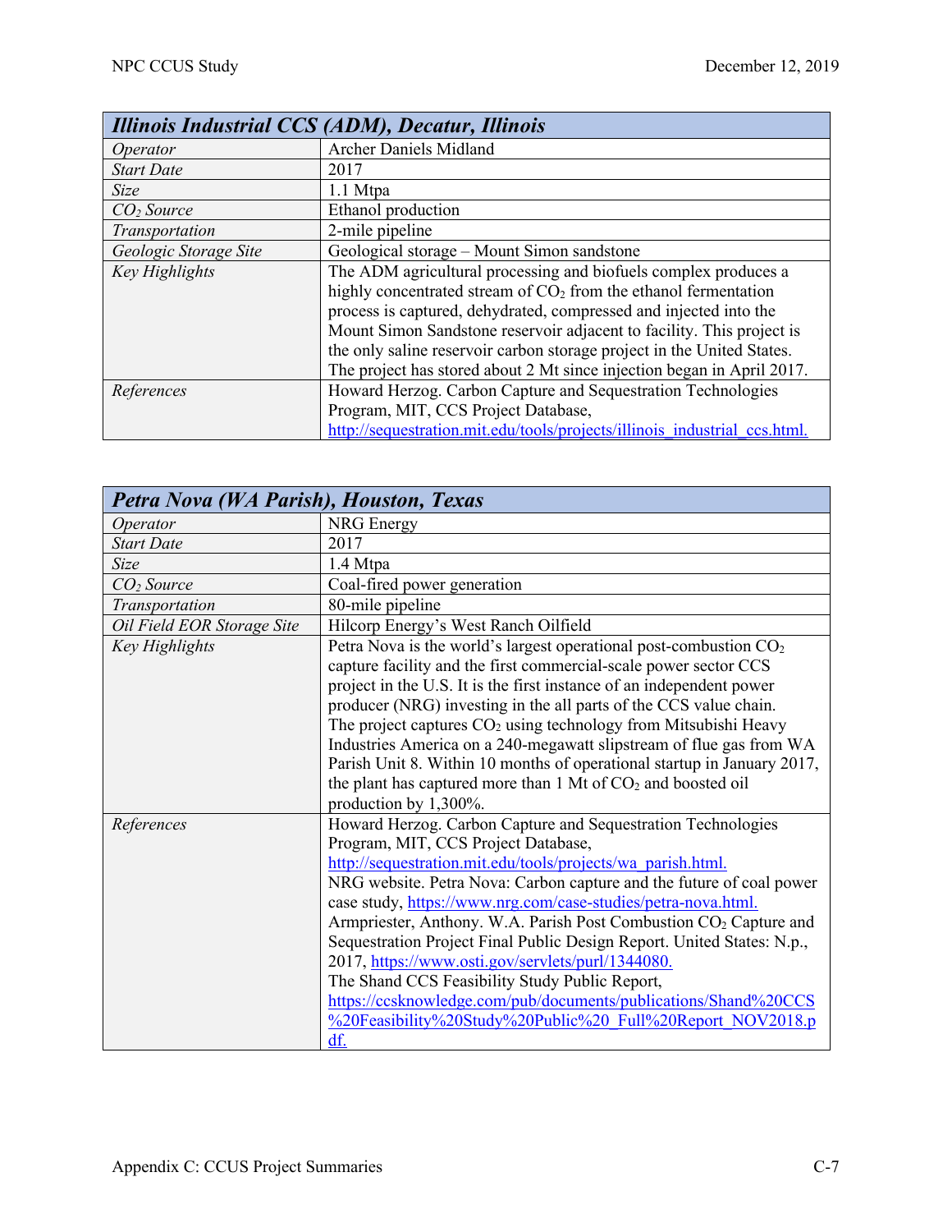| ***Illinois Industrial CCS (ADM), Decatur, Illinois*** | |
|---|---|
| *Operator* | Archer Daniels Midland |
| *Start Date* | 2017 |
| *Size* | 1.1 Mtpa |
| *$CO_2$ Source* | Ethanol production |
| *Transportation* | 2-mile pipeline |
| *Geologic Storage Site* | Geological storage – Mount Simon sandstone |
| *Key Highlights* | The ADM agricultural processing and biofuels complex produces a highly concentrated stream of $CO_2$ from the ethanol fermentation process is captured, dehydrated, compressed and injected into the Mount Simon Sandstone reservoir adjacent to facility. This project is the only saline reservoir carbon storage project in the United States. The project has stored about 2 Mt since injection began in April 2017. |
| *References* | Howard Herzog. Carbon Capture and Sequestration Technologies Program, MIT, CCS Project Database, http://sequestration.mit.edu/tools/projects/illinois_industrial_ccs.html. |

| ***Petra Nova (WA Parish), Houston, Texas*** | |
|---|---|
| *Operator* | NRG Energy |
| *Start Date* | 2017 |
| *Size* | 1.4 Mtpa |
| *$CO_2$ Source* | Coal-fired power generation |
| *Transportation* | 80-mile pipeline |
| *Oil Field EOR Storage Site* | Hilcorp Energy's West Ranch Oilfield |
| *Key Highlights* | Petra Nova is the world's largest operational post-combustion $CO_2$ capture facility and the first commercial-scale power sector CCS project in the U.S. It is the first instance of an independent power producer (NRG) investing in the all parts of the CCS value chain. The project captures $CO_2$ using technology from Mitsubishi Heavy Industries America on a 240-megawatt slipstream of flue gas from WA Parish Unit 8. Within 10 months of operational startup in January 2017, the plant has captured more than 1 Mt of $CO_2$ and boosted oil production by 1,300%. |
| *References* | Howard Herzog. Carbon Capture and Sequestration Technologies Program, MIT, CCS Project Database, http://sequestration.mit.edu/tools/projects/wa_parish.html. NRG website. Petra Nova: Carbon capture and the future of coal power case study, https://www.nrg.com/case-studies/petra-nova.html. Armpriester, Anthony. W.A. Parish Post Combustion $CO_2$ Capture and Sequestration Project Final Public Design Report. United States: N.p., 2017, https://www.osti.gov/servlets/purl/1344080. The Shand CCS Feasibility Study Public Report, https://ccsknowledge.com/pub/documents/publications/Shand%20CCS%20Feasibility%20Study%20Public%20_Full%20Report_NOV2018.pdf. |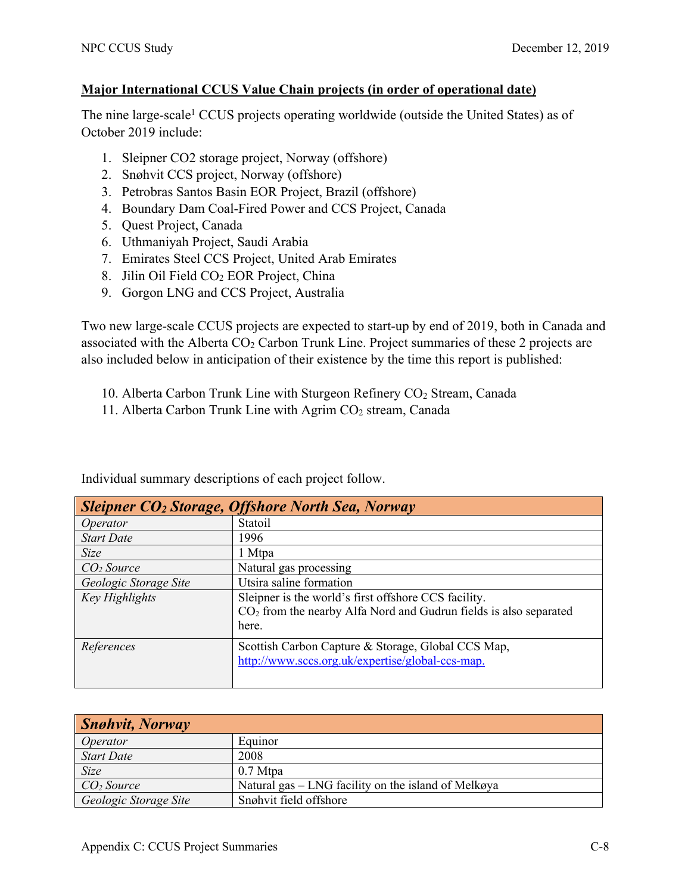**Major International CCUS Value Chain projects (in order of operational date)**

The nine large-scale[1] CCUS projects operating worldwide (outside the United States) as of October 2019 include:

1. Sleipner CO2 storage project, Norway (offshore)
2. Snøhvit CCS project, Norway (offshore)
3. Petrobras Santos Basin EOR Project, Brazil (offshore)
4. Boundary Dam Coal-Fired Power and CCS Project, Canada
5. Quest Project, Canada
6. Uthmaniyah Project, Saudi Arabia
7. Emirates Steel CCS Project, United Arab Emirates
8. Jilin Oil Field $CO_2$ EOR Project, China
9. Gorgon LNG and CCS Project, Australia

Two new large-scale CCUS projects are expected to start-up by end of 2019, both in Canada and associated with the Alberta $CO_2$ Carbon Trunk Line. Project summaries of these 2 projects are also included below in anticipation of their existence by the time this report is published:

10. Alberta Carbon Trunk Line with Sturgeon Refinery $CO_2$ Stream, Canada
11. Alberta Carbon Trunk Line with Agrim $CO_2$ stream, Canada

Individual summary descriptions of each project follow.

| ***Sleipner $CO_2$ Storage, Offshore North Sea, Norway*** | |
|---|---|
| *Operator* | Statoil |
| *Start Date* | 1996 |
| *Size* | 1 Mtpa |
| *$CO_2$ Source* | Natural gas processing |
| *Geologic Storage Site* | Utsira saline formation |
| *Key Highlights* | Sleipner is the world's first offshore CCS facility.<br>$CO_2$ from the nearby Alfa Nord and Gudrun fields is also separated here. |
| *References* | Scottish Carbon Capture & Storage, Global CCS Map, http://www.sccs.org.uk/expertise/global-ccs-map. |

| ***Snøhvit, Norway*** | |
|---|---|
| *Operator* | Equinor |
| *Start Date* | 2008 |
| *Size* | 0.7 Mtpa |
| *$CO_2$ Source* | Natural gas – LNG facility on the island of Melkøya |
| *Geologic Storage Site* | Snøhvit field offshore |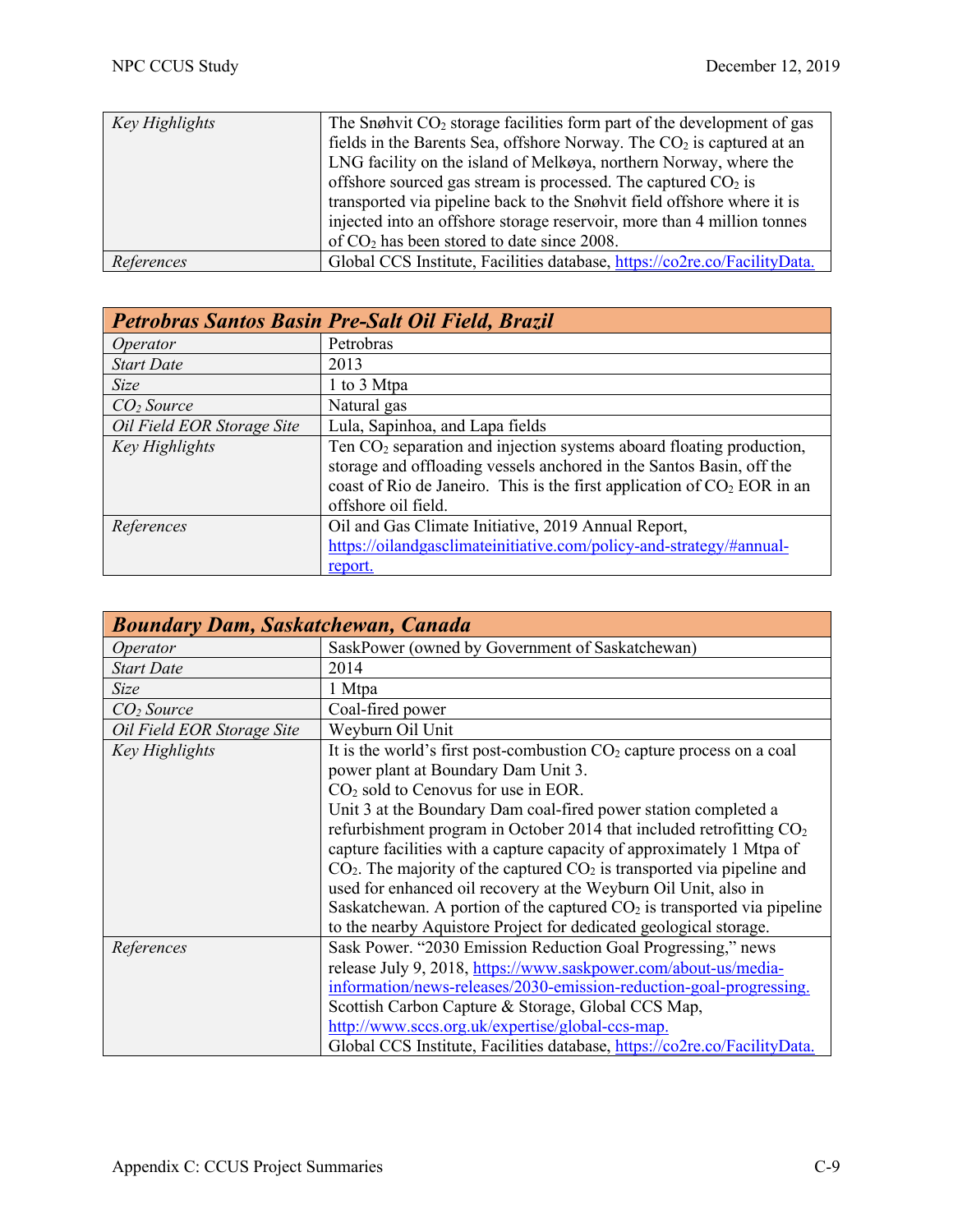| | |
|---|---|
| *Key Highlights* | The Snøhvit $CO_2$ storage facilities form part of the development of gas fields in the Barents Sea, offshore Norway. The $CO_2$ is captured at an LNG facility on the island of Melkøya, northern Norway, where the offshore sourced gas stream is processed. The captured $CO_2$ is transported via pipeline back to the Snøhvit field offshore where it is injected into an offshore storage reservoir, more than 4 million tonnes of $CO_2$ has been stored to date since 2008. |
| *References* | Global CCS Institute, Facilities database, https://co2re.co/FacilityData. |

| ***Petrobras Santos Basin Pre-Salt Oil Field, Brazil*** | |
|---|---|
| *Operator* | Petrobras |
| *Start Date* | 2013 |
| *Size* | 1 to 3 Mtpa |
| *$CO_2$ Source* | Natural gas |
| *Oil Field EOR Storage Site* | Lula, Sapinhoa, and Lapa fields |
| *Key Highlights* | Ten $CO_2$ separation and injection systems aboard floating production, storage and offloading vessels anchored in the Santos Basin, off the coast of Rio de Janeiro. This is the first application of $CO_2$ EOR in an offshore oil field. |
| *References* | Oil and Gas Climate Initiative, 2019 Annual Report, https://oilandgasclimateinitiative.com/policy-and-strategy/#annual-report. |

| ***Boundary Dam, Saskatchewan, Canada*** | |
|---|---|
| *Operator* | SaskPower (owned by Government of Saskatchewan) |
| *Start Date* | 2014 |
| *Size* | 1 Mtpa |
| *$CO_2$ Source* | Coal-fired power |
| *Oil Field EOR Storage Site* | Weyburn Oil Unit |
| *Key Highlights* | It is the world's first post-combustion $CO_2$ capture process on a coal power plant at Boundary Dam Unit 3.<br>$CO_2$ sold to Cenovus for use in EOR.<br>Unit 3 at the Boundary Dam coal-fired power station completed a refurbishment program in October 2014 that included retrofitting $CO_2$ capture facilities with a capture capacity of approximately 1 Mtpa of $CO_2$. The majority of the captured $CO_2$ is transported via pipeline and used for enhanced oil recovery at the Weyburn Oil Unit, also in Saskatchewan. A portion of the captured $CO_2$ is transported via pipeline to the nearby Aquistore Project for dedicated geological storage. |
| *References* | Sask Power. "2030 Emission Reduction Goal Progressing," news release July 9, 2018, https://www.saskpower.com/about-us/media-information/news-releases/2030-emission-reduction-goal-progressing.<br>Scottish Carbon Capture & Storage, Global CCS Map, http://www.sccs.org.uk/expertise/global-ccs-map.<br>Global CCS Institute, Facilities database, https://co2re.co/FacilityData. |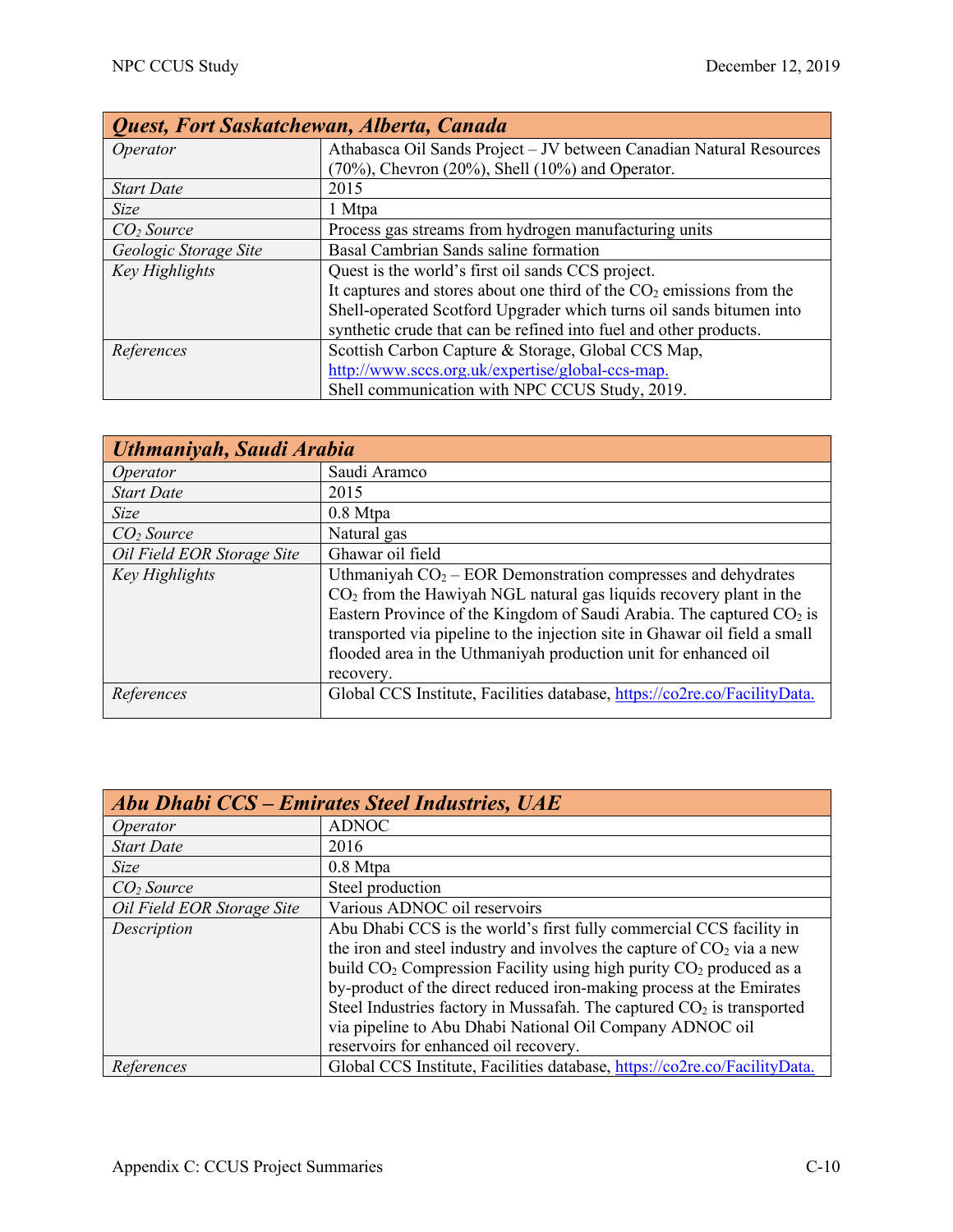| *Quest, Fort Saskatchewan, Alberta, Canada* | |
|---|---|
| *Operator* | Athabasca Oil Sands Project – JV between Canadian Natural Resources (70%), Chevron (20%), Shell (10%) and Operator. |
| *Start Date* | 2015 |
| *Size* | 1 Mtpa |
| *$CO_2$ Source* | Process gas streams from hydrogen manufacturing units |
| *Geologic Storage Site* | Basal Cambrian Sands saline formation |
| *Key Highlights* | Quest is the world's first oil sands CCS project.<br>It captures and stores about one third of the $CO_2$ emissions from the Shell-operated Scotford Upgrader which turns oil sands bitumen into synthetic crude that can be refined into fuel and other products. |
| *References* | Scottish Carbon Capture & Storage, Global CCS Map, http://www.sccs.org.uk/expertise/global-ccs-map.<br>Shell communication with NPC CCUS Study, 2019. |

| *Uthmaniyah, Saudi Arabia* | |
|---|---|
| *Operator* | Saudi Aramco |
| *Start Date* | 2015 |
| *Size* | 0.8 Mtpa |
| *$CO_2$ Source* | Natural gas |
| *Oil Field EOR Storage Site* | Ghawar oil field |
| *Key Highlights* | Uthmaniyah $CO_2$ – EOR Demonstration compresses and dehydrates $CO_2$ from the Hawiyah NGL natural gas liquids recovery plant in the Eastern Province of the Kingdom of Saudi Arabia. The captured $CO_2$ is transported via pipeline to the injection site in Ghawar oil field a small flooded area in the Uthmaniyah production unit for enhanced oil recovery. |
| *References* | Global CCS Institute, Facilities database, https://co2re.co/FacilityData. |

| *Abu Dhabi CCS – Emirates Steel Industries, UAE* | |
|---|---|
| *Operator* | ADNOC |
| *Start Date* | 2016 |
| *Size* | 0.8 Mtpa |
| *$CO_2$ Source* | Steel production |
| *Oil Field EOR Storage Site* | Various ADNOC oil reservoirs |
| *Description* | Abu Dhabi CCS is the world's first fully commercial CCS facility in the iron and steel industry and involves the capture of $CO_2$ via a new build $CO_2$ Compression Facility using high purity $CO_2$ produced as a by-product of the direct reduced iron-making process at the Emirates Steel Industries factory in Mussafah. The captured $CO_2$ is transported via pipeline to Abu Dhabi National Oil Company ADNOC oil reservoirs for enhanced oil recovery. |
| *References* | Global CCS Institute, Facilities database, https://co2re.co/FacilityData. |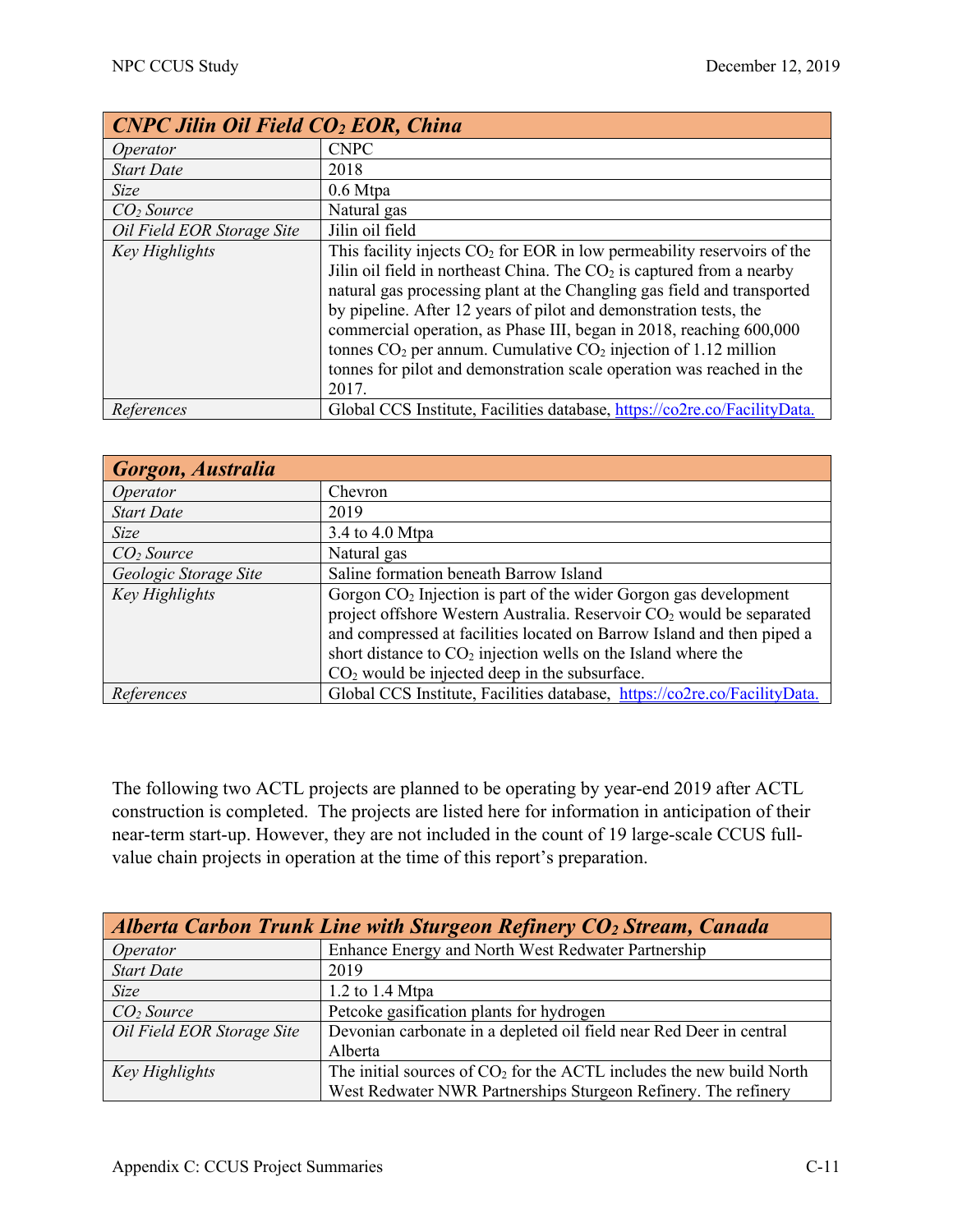| *CNPC Jilin Oil Field $CO_2$ EOR, China* | |
|---|---|
| *Operator* | CNPC |
| *Start Date* | 2018 |
| *Size* | 0.6 Mtpa |
| *$CO_2$ Source* | Natural gas |
| *Oil Field EOR Storage Site* | Jilin oil field |
| *Key Highlights* | This facility injects $CO_2$ for EOR in low permeability reservoirs of the Jilin oil field in northeast China. The $CO_2$ is captured from a nearby natural gas processing plant at the Changling gas field and transported by pipeline. After 12 years of pilot and demonstration tests, the commercial operation, as Phase III, began in 2018, reaching 600,000 tonnes $CO_2$ per annum. Cumulative $CO_2$ injection of 1.12 million tonnes for pilot and demonstration scale operation was reached in the 2017. |
| *References* | Global CCS Institute, Facilities database, https://co2re.co/FacilityData. |

| *Gorgon, Australia* | |
|---|---|
| *Operator* | Chevron |
| *Start Date* | 2019 |
| *Size* | 3.4 to 4.0 Mtpa |
| *$CO_2$ Source* | Natural gas |
| *Geologic Storage Site* | Saline formation beneath Barrow Island |
| *Key Highlights* | Gorgon $CO_2$ Injection is part of the wider Gorgon gas development project offshore Western Australia. Reservoir $CO_2$ would be separated and compressed at facilities located on Barrow Island and then piped a short distance to $CO_2$ injection wells on the Island where the $CO_2$ would be injected deep in the subsurface. |
| *References* | Global CCS Institute, Facilities database, https://co2re.co/FacilityData. |

The following two ACTL projects are planned to be operating by year-end 2019 after ACTL construction is completed. The projects are listed here for information in anticipation of their near-term start-up. However, they are not included in the count of 19 large-scale CCUS full-value chain projects in operation at the time of this report's preparation.

| *Alberta Carbon Trunk Line with Sturgeon Refinery $CO_2$ Stream, Canada* | |
|---|---|
| *Operator* | Enhance Energy and North West Redwater Partnership |
| *Start Date* | 2019 |
| *Size* | 1.2 to 1.4 Mtpa |
| *$CO_2$ Source* | Petcoke gasification plants for hydrogen |
| *Oil Field EOR Storage Site* | Devonian carbonate in a depleted oil field near Red Deer in central Alberta |
| *Key Highlights* | The initial sources of $CO_2$ for the ACTL includes the new build North West Redwater NWR Partnerships Sturgeon Refinery. The refinery |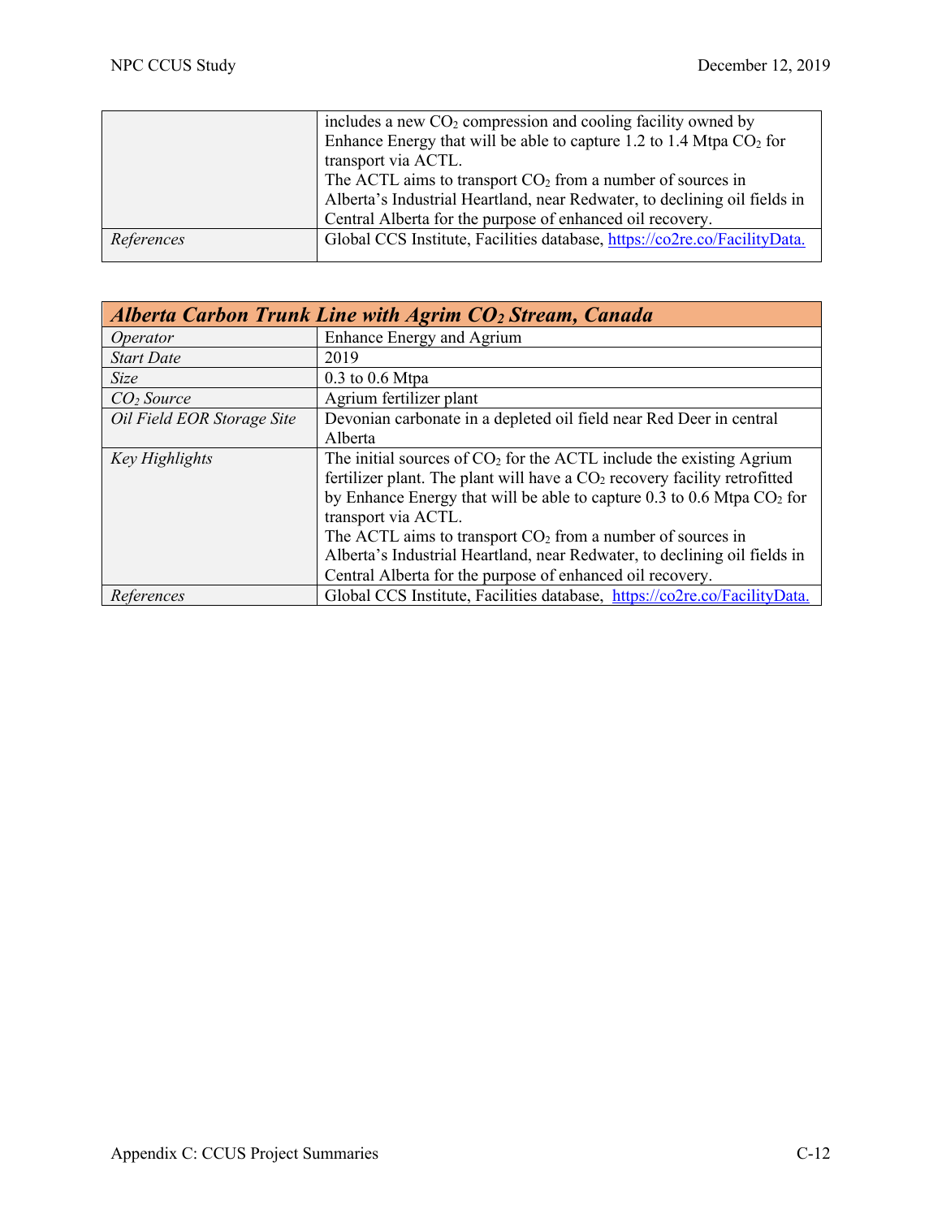| | |
|---|---|
| | includes a new $CO_2$ compression and cooling facility owned by Enhance Energy that will be able to capture 1.2 to 1.4 Mtpa $CO_2$ for transport via ACTL.<br>The ACTL aims to transport $CO_2$ from a number of sources in Alberta's Industrial Heartland, near Redwater, to declining oil fields in Central Alberta for the purpose of enhanced oil recovery. |
| *References* | Global CCS Institute, Facilities database, [https://co2re.co/FacilityData.](https://co2re.co/FacilityData) |

| ***Alberta Carbon Trunk Line with Agrim $CO_2$ Stream, Canada*** | |
|---|---|
| *Operator* | Enhance Energy and Agrium |
| *Start Date* | 2019 |
| *Size* | 0.3 to 0.6 Mtpa |
| *$CO_2$ Source* | Agrium fertilizer plant |
| *Oil Field EOR Storage Site* | Devonian carbonate in a depleted oil field near Red Deer in central Alberta |
| *Key Highlights* | The initial sources of $CO_2$ for the ACTL include the existing Agrium fertilizer plant. The plant will have a $CO_2$ recovery facility retrofitted by Enhance Energy that will be able to capture 0.3 to 0.6 Mtpa $CO_2$ for transport via ACTL.<br>The ACTL aims to transport $CO_2$ from a number of sources in Alberta's Industrial Heartland, near Redwater, to declining oil fields in Central Alberta for the purpose of enhanced oil recovery. |
| *References* | Global CCS Institute, Facilities database, [https://co2re.co/FacilityData.](https://co2re.co/FacilityData) |